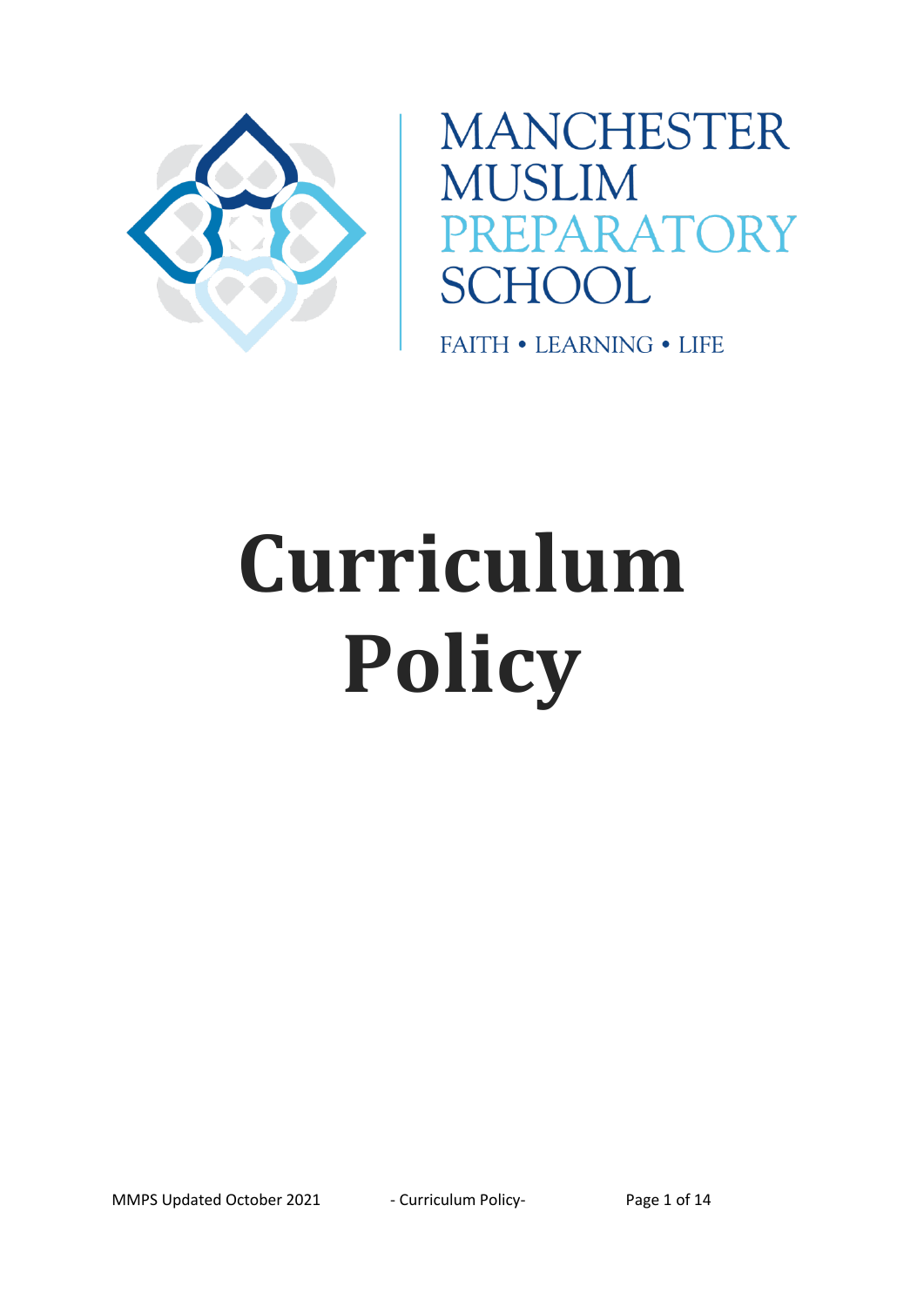MANCHESTER MUSLIM PREPARATORY SCHOOL

FAITH • LEARNING • LIFE

# Curriculum Policy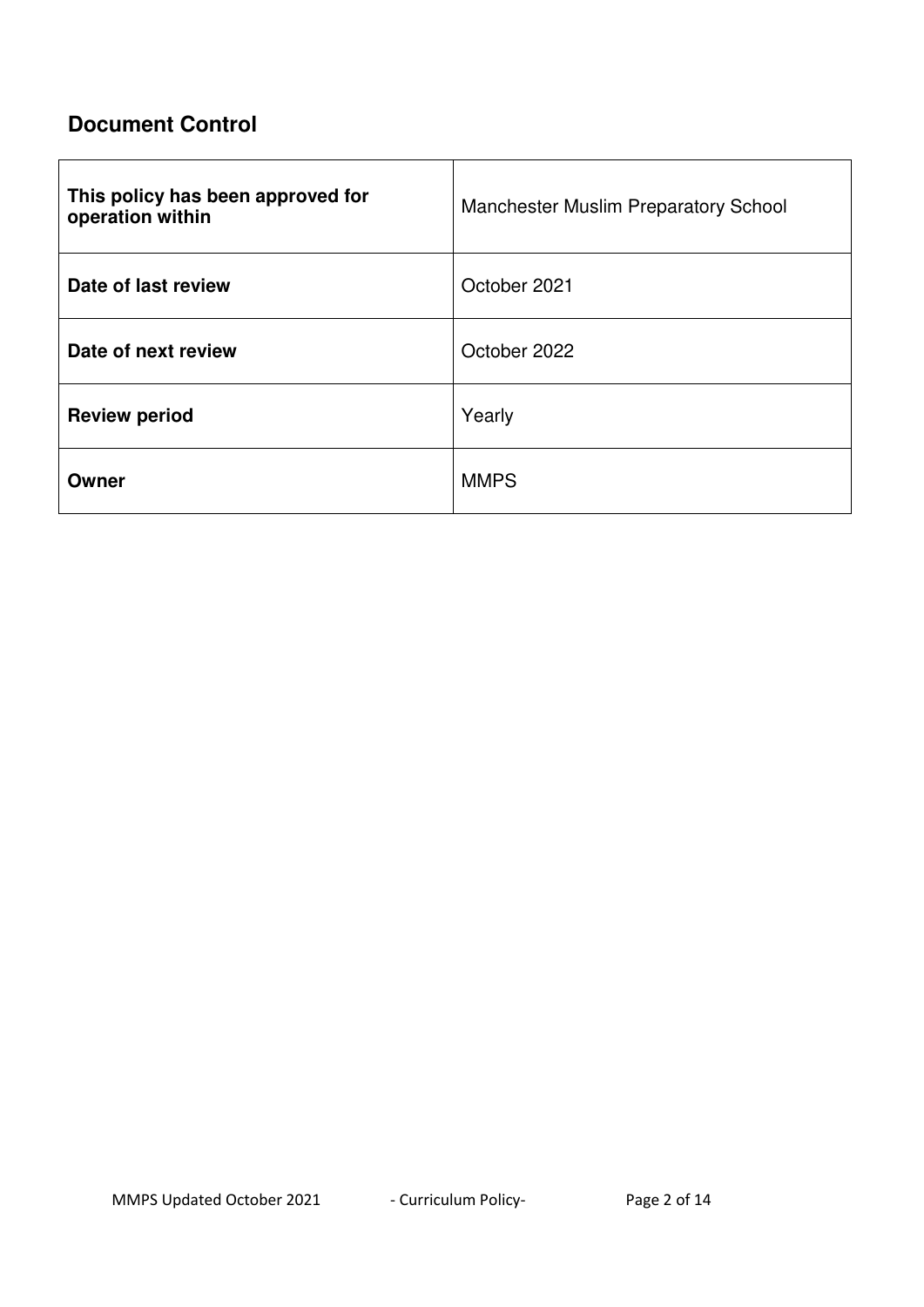## Document Control

| This policy has been approved for operation within | Manchester Muslim Preparatory School |
|---|---|
| **Date of last review** | October 2021 |
| **Date of next review** | October 2022 |
| **Review period** | Yearly |
| **Owner** | MMPS |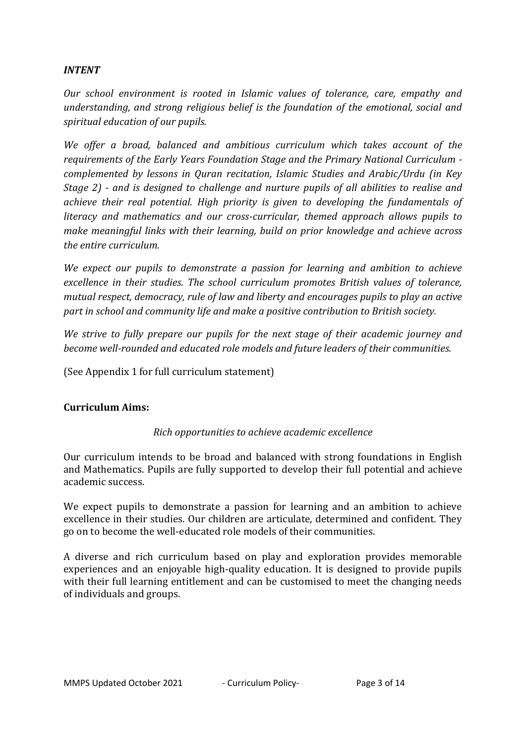***INTENT***

*Our school environment is rooted in Islamic values of tolerance, care, empathy and understanding, and strong religious belief is the foundation of the emotional, social and spiritual education of our pupils.*

*We offer a broad, balanced and ambitious curriculum which takes account of the requirements of the Early Years Foundation Stage and the Primary National Curriculum - complemented by lessons in Quran recitation, Islamic Studies and Arabic/Urdu (in Key Stage 2) - and is designed to challenge and nurture pupils of all abilities to realise and achieve their real potential. High priority is given to developing the fundamentals of literacy and mathematics and our cross-curricular, themed approach allows pupils to make meaningful links with their learning, build on prior knowledge and achieve across the entire curriculum.*

*We expect our pupils to demonstrate a passion for learning and ambition to achieve excellence in their studies. The school curriculum promotes British values of tolerance, mutual respect, democracy, rule of law and liberty and encourages pupils to play an active part in school and community life and make a positive contribution to British society.*

*We strive to fully prepare our pupils for the next stage of their academic journey and become well-rounded and educated role models and future leaders of their communities.*

(See Appendix 1 for full curriculum statement)

**Curriculum Aims:**

*Rich opportunities to achieve academic excellence*

Our curriculum intends to be broad and balanced with strong foundations in English and Mathematics. Pupils are fully supported to develop their full potential and achieve academic success.

We expect pupils to demonstrate a passion for learning and an ambition to achieve excellence in their studies. Our children are articulate, determined and confident. They go on to become the well-educated role models of their communities.

A diverse and rich curriculum based on play and exploration provides memorable experiences and an enjoyable high-quality education. It is designed to provide pupils with their full learning entitlement and can be customised to meet the changing needs of individuals and groups.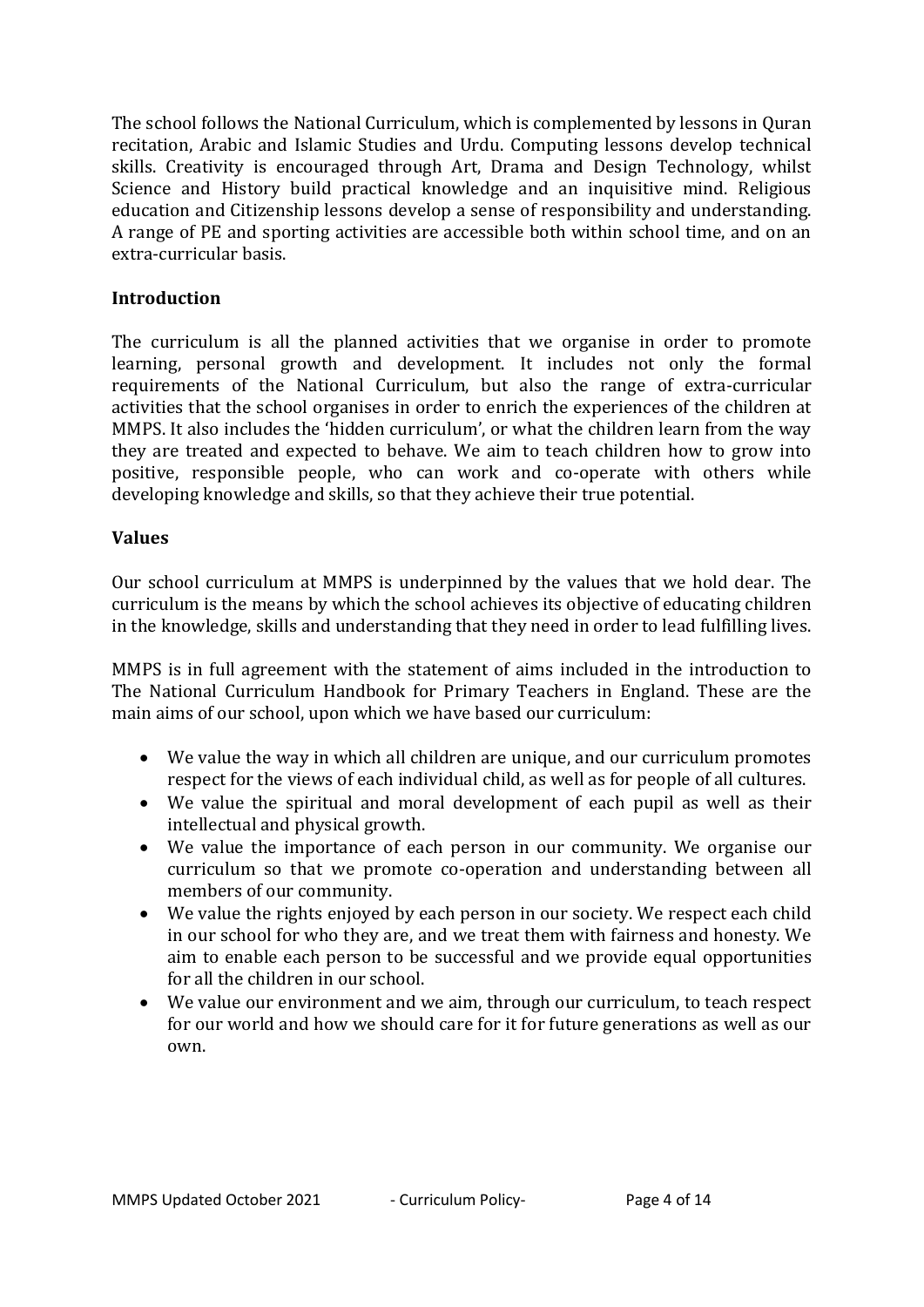The school follows the National Curriculum, which is complemented by lessons in Quran recitation, Arabic and Islamic Studies and Urdu. Computing lessons develop technical skills. Creativity is encouraged through Art, Drama and Design Technology, whilst Science and History build practical knowledge and an inquisitive mind. Religious education and Citizenship lessons develop a sense of responsibility and understanding. A range of PE and sporting activities are accessible both within school time, and on an extra-curricular basis.

## Introduction

The curriculum is all the planned activities that we organise in order to promote learning, personal growth and development. It includes not only the formal requirements of the National Curriculum, but also the range of extra-curricular activities that the school organises in order to enrich the experiences of the children at MMPS. It also includes the 'hidden curriculum', or what the children learn from the way they are treated and expected to behave. We aim to teach children how to grow into positive, responsible people, who can work and co-operate with others while developing knowledge and skills, so that they achieve their true potential.

## Values

Our school curriculum at MMPS is underpinned by the values that we hold dear. The curriculum is the means by which the school achieves its objective of educating children in the knowledge, skills and understanding that they need in order to lead fulfilling lives.

MMPS is in full agreement with the statement of aims included in the introduction to The National Curriculum Handbook for Primary Teachers in England. These are the main aims of our school, upon which we have based our curriculum:

- We value the way in which all children are unique, and our curriculum promotes respect for the views of each individual child, as well as for people of all cultures.
- We value the spiritual and moral development of each pupil as well as their intellectual and physical growth.
- We value the importance of each person in our community. We organise our curriculum so that we promote co-operation and understanding between all members of our community.
- We value the rights enjoyed by each person in our society. We respect each child in our school for who they are, and we treat them with fairness and honesty. We aim to enable each person to be successful and we provide equal opportunities for all the children in our school.
- We value our environment and we aim, through our curriculum, to teach respect for our world and how we should care for it for future generations as well as our own.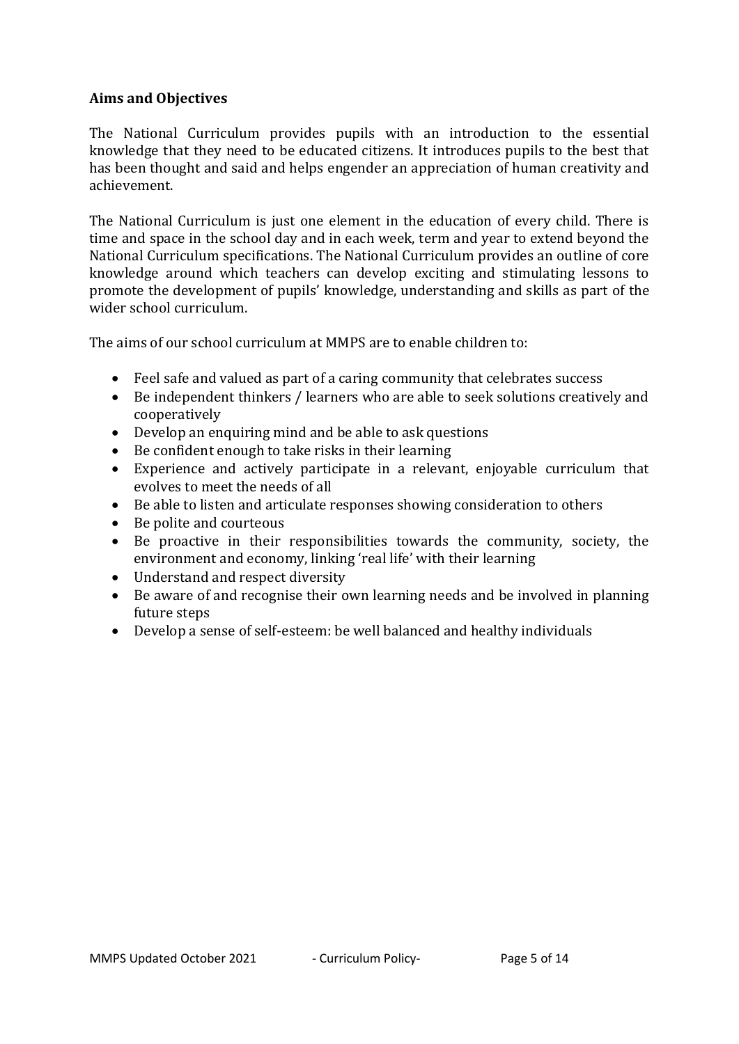**Aims and Objectives**

The National Curriculum provides pupils with an introduction to the essential knowledge that they need to be educated citizens. It introduces pupils to the best that has been thought and said and helps engender an appreciation of human creativity and achievement.

The National Curriculum is just one element in the education of every child. There is time and space in the school day and in each week, term and year to extend beyond the National Curriculum specifications. The National Curriculum provides an outline of core knowledge around which teachers can develop exciting and stimulating lessons to promote the development of pupils' knowledge, understanding and skills as part of the wider school curriculum.

The aims of our school curriculum at MMPS are to enable children to:

- Feel safe and valued as part of a caring community that celebrates success
- Be independent thinkers / learners who are able to seek solutions creatively and cooperatively
- Develop an enquiring mind and be able to ask questions
- Be confident enough to take risks in their learning
- Experience and actively participate in a relevant, enjoyable curriculum that evolves to meet the needs of all
- Be able to listen and articulate responses showing consideration to others
- Be polite and courteous
- Be proactive in their responsibilities towards the community, society, the environment and economy, linking 'real life' with their learning
- Understand and respect diversity
- Be aware of and recognise their own learning needs and be involved in planning future steps
- Develop a sense of self-esteem: be well balanced and healthy individuals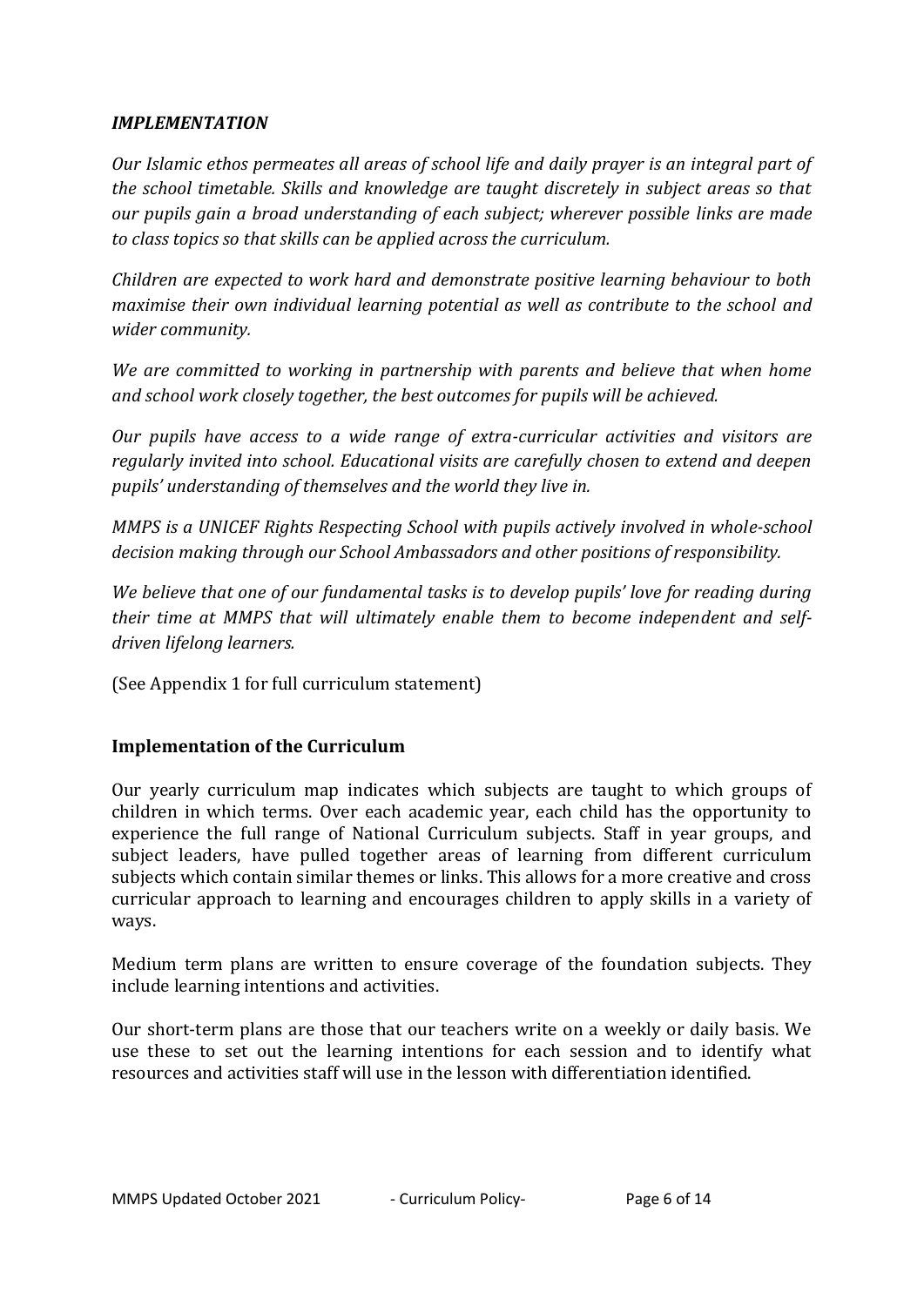### *IMPLEMENTATION*

*Our Islamic ethos permeates all areas of school life and daily prayer is an integral part of the school timetable. Skills and knowledge are taught discretely in subject areas so that our pupils gain a broad understanding of each subject; wherever possible links are made to class topics so that skills can be applied across the curriculum.*

*Children are expected to work hard and demonstrate positive learning behaviour to both maximise their own individual learning potential as well as contribute to the school and wider community.*

*We are committed to working in partnership with parents and believe that when home and school work closely together, the best outcomes for pupils will be achieved.*

*Our pupils have access to a wide range of extra-curricular activities and visitors are regularly invited into school. Educational visits are carefully chosen to extend and deepen pupils' understanding of themselves and the world they live in.*

*MMPS is a UNICEF Rights Respecting School with pupils actively involved in whole-school decision making through our School Ambassadors and other positions of responsibility.*

*We believe that one of our fundamental tasks is to develop pupils' love for reading during their time at MMPS that will ultimately enable them to become independent and self-driven lifelong learners.*

(See Appendix 1 for full curriculum statement)

### **Implementation of the Curriculum**

Our yearly curriculum map indicates which subjects are taught to which groups of children in which terms. Over each academic year, each child has the opportunity to experience the full range of National Curriculum subjects. Staff in year groups, and subject leaders, have pulled together areas of learning from different curriculum subjects which contain similar themes or links. This allows for a more creative and cross curricular approach to learning and encourages children to apply skills in a variety of ways.

Medium term plans are written to ensure coverage of the foundation subjects. They include learning intentions and activities.

Our short-term plans are those that our teachers write on a weekly or daily basis. We use these to set out the learning intentions for each session and to identify what resources and activities staff will use in the lesson with differentiation identified.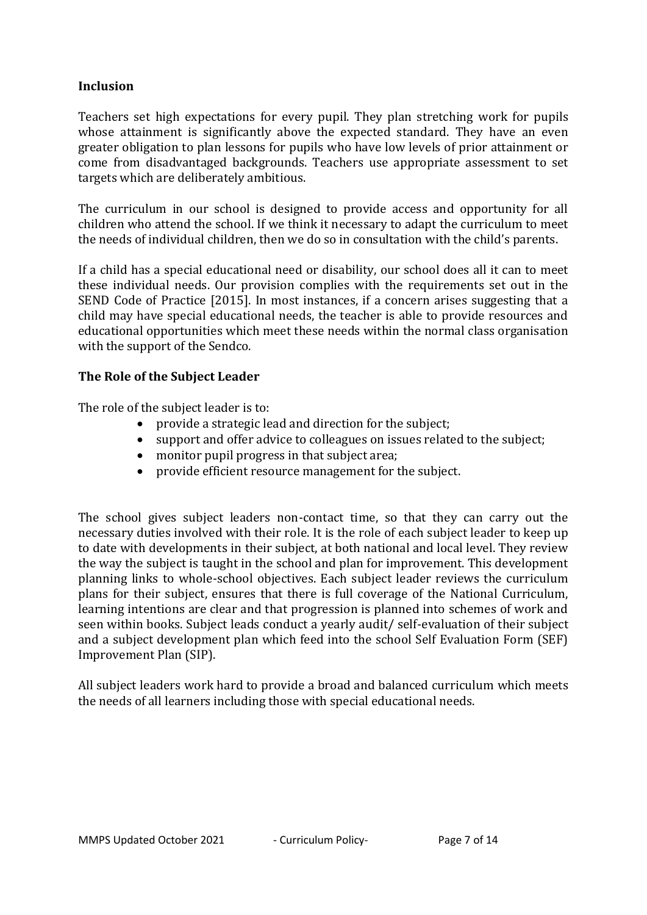## Inclusion

Teachers set high expectations for every pupil. They plan stretching work for pupils whose attainment is significantly above the expected standard. They have an even greater obligation to plan lessons for pupils who have low levels of prior attainment or come from disadvantaged backgrounds. Teachers use appropriate assessment to set targets which are deliberately ambitious.

The curriculum in our school is designed to provide access and opportunity for all children who attend the school. If we think it necessary to adapt the curriculum to meet the needs of individual children, then we do so in consultation with the child's parents.

If a child has a special educational need or disability, our school does all it can to meet these individual needs. Our provision complies with the requirements set out in the SEND Code of Practice [2015]. In most instances, if a concern arises suggesting that a child may have special educational needs, the teacher is able to provide resources and educational opportunities which meet these needs within the normal class organisation with the support of the Sendco.

## The Role of the Subject Leader

The role of the subject leader is to:

- provide a strategic lead and direction for the subject;
- support and offer advice to colleagues on issues related to the subject;
- monitor pupil progress in that subject area;
- provide efficient resource management for the subject.

The school gives subject leaders non-contact time, so that they can carry out the necessary duties involved with their role. It is the role of each subject leader to keep up to date with developments in their subject, at both national and local level. They review the way the subject is taught in the school and plan for improvement. This development planning links to whole-school objectives. Each subject leader reviews the curriculum plans for their subject, ensures that there is full coverage of the National Curriculum, learning intentions are clear and that progression is planned into schemes of work and seen within books. Subject leads conduct a yearly audit/ self-evaluation of their subject and a subject development plan which feed into the school Self Evaluation Form (SEF) Improvement Plan (SIP).

All subject leaders work hard to provide a broad and balanced curriculum which meets the needs of all learners including those with special educational needs.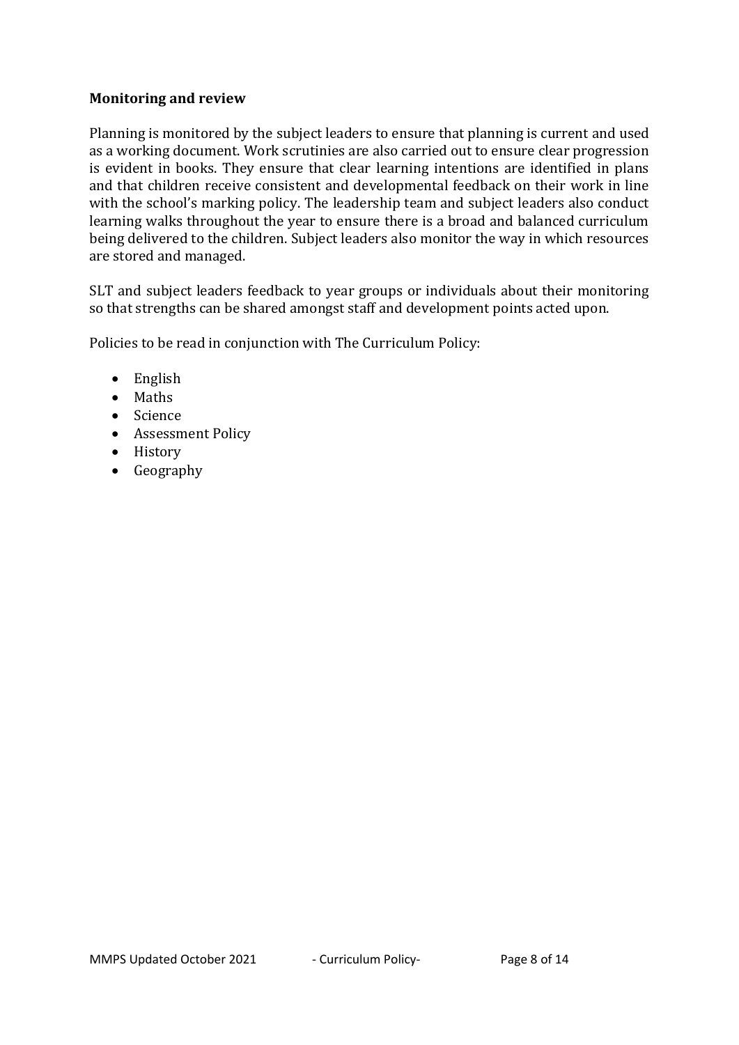**Monitoring and review**

Planning is monitored by the subject leaders to ensure that planning is current and used as a working document. Work scrutinies are also carried out to ensure clear progression is evident in books. They ensure that clear learning intentions are identified in plans and that children receive consistent and developmental feedback on their work in line with the school's marking policy. The leadership team and subject leaders also conduct learning walks throughout the year to ensure there is a broad and balanced curriculum being delivered to the children. Subject leaders also monitor the way in which resources are stored and managed.

SLT and subject leaders feedback to year groups or individuals about their monitoring so that strengths can be shared amongst staff and development points acted upon.

Policies to be read in conjunction with The Curriculum Policy:

- English
- Maths
- Science
- Assessment Policy
- History
- Geography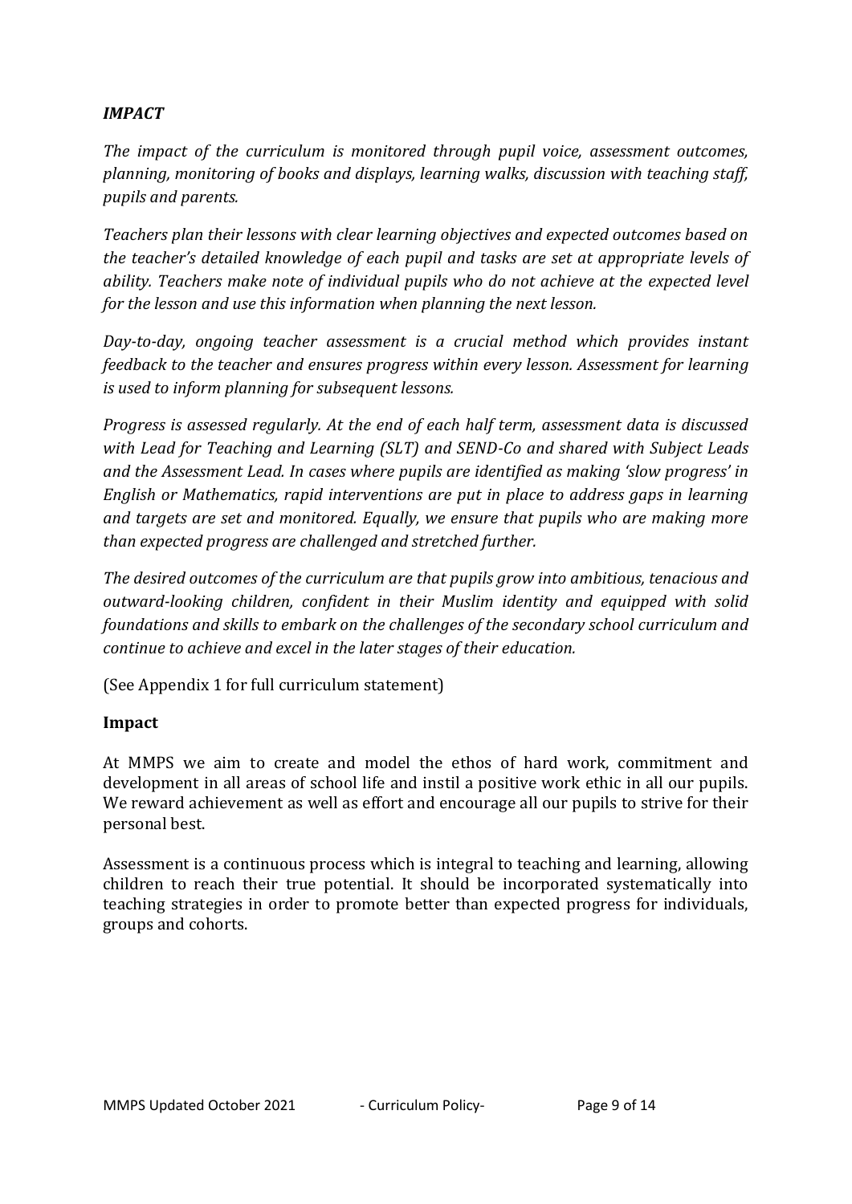### *IMPACT*

*The impact of the curriculum is monitored through pupil voice, assessment outcomes, planning, monitoring of books and displays, learning walks, discussion with teaching staff, pupils and parents.*

*Teachers plan their lessons with clear learning objectives and expected outcomes based on the teacher's detailed knowledge of each pupil and tasks are set at appropriate levels of ability. Teachers make note of individual pupils who do not achieve at the expected level for the lesson and use this information when planning the next lesson.*

*Day-to-day, ongoing teacher assessment is a crucial method which provides instant feedback to the teacher and ensures progress within every lesson. Assessment for learning is used to inform planning for subsequent lessons.*

*Progress is assessed regularly. At the end of each half term, assessment data is discussed with Lead for Teaching and Learning (SLT) and SEND-Co and shared with Subject Leads and the Assessment Lead. In cases where pupils are identified as making 'slow progress' in English or Mathematics, rapid interventions are put in place to address gaps in learning and targets are set and monitored. Equally, we ensure that pupils who are making more than expected progress are challenged and stretched further.*

*The desired outcomes of the curriculum are that pupils grow into ambitious, tenacious and outward-looking children, confident in their Muslim identity and equipped with solid foundations and skills to embark on the challenges of the secondary school curriculum and continue to achieve and excel in the later stages of their education.*

(See Appendix 1 for full curriculum statement)

### **Impact**

At MMPS we aim to create and model the ethos of hard work, commitment and development in all areas of school life and instil a positive work ethic in all our pupils. We reward achievement as well as effort and encourage all our pupils to strive for their personal best.

Assessment is a continuous process which is integral to teaching and learning, allowing children to reach their true potential. It should be incorporated systematically into teaching strategies in order to promote better than expected progress for individuals, groups and cohorts.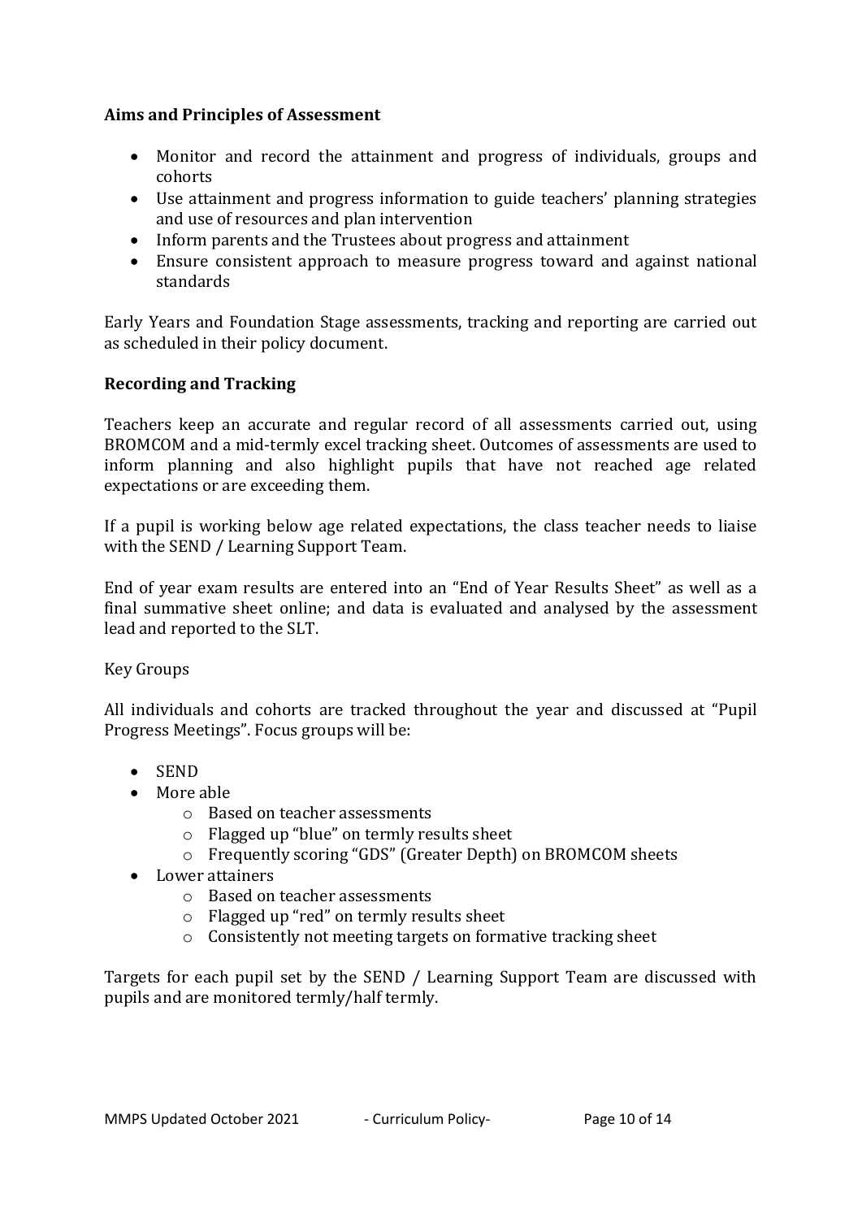**Aims and Principles of Assessment**

- Monitor and record the attainment and progress of individuals, groups and cohorts
- Use attainment and progress information to guide teachers' planning strategies and use of resources and plan intervention
- Inform parents and the Trustees about progress and attainment
- Ensure consistent approach to measure progress toward and against national standards

Early Years and Foundation Stage assessments, tracking and reporting are carried out as scheduled in their policy document.

**Recording and Tracking**

Teachers keep an accurate and regular record of all assessments carried out, using BROMCOM and a mid-termly excel tracking sheet. Outcomes of assessments are used to inform planning and also highlight pupils that have not reached age related expectations or are exceeding them.

If a pupil is working below age related expectations, the class teacher needs to liaise with the SEND / Learning Support Team.

End of year exam results are entered into an "End of Year Results Sheet" as well as a final summative sheet online; and data is evaluated and analysed by the assessment lead and reported to the SLT.

Key Groups

All individuals and cohorts are tracked throughout the year and discussed at "Pupil Progress Meetings". Focus groups will be:

- SEND
- More able
  - Based on teacher assessments
  - Flagged up "blue" on termly results sheet
  - Frequently scoring "GDS" (Greater Depth) on BROMCOM sheets
- Lower attainers
  - Based on teacher assessments
  - Flagged up "red" on termly results sheet
  - Consistently not meeting targets on formative tracking sheet

Targets for each pupil set by the SEND / Learning Support Team are discussed with pupils and are monitored termly/half termly.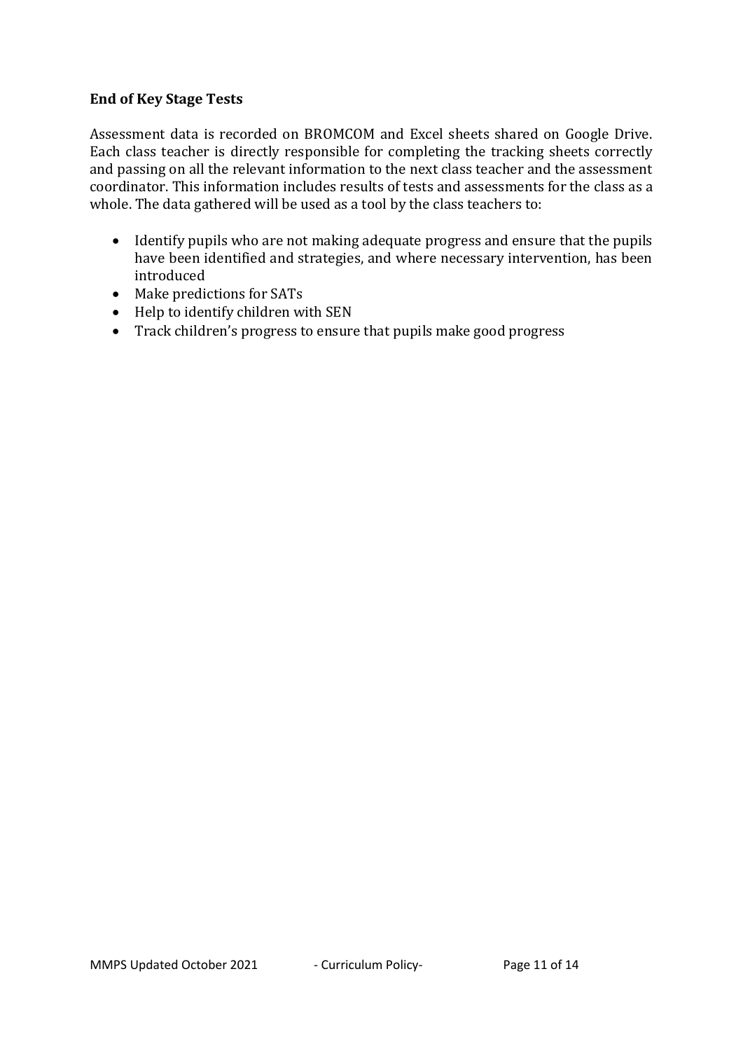**End of Key Stage Tests**

Assessment data is recorded on BROMCOM and Excel sheets shared on Google Drive. Each class teacher is directly responsible for completing the tracking sheets correctly and passing on all the relevant information to the next class teacher and the assessment coordinator. This information includes results of tests and assessments for the class as a whole. The data gathered will be used as a tool by the class teachers to:

- Identify pupils who are not making adequate progress and ensure that the pupils have been identified and strategies, and where necessary intervention, has been introduced
- Make predictions for SATs
- Help to identify children with SEN
- Track children's progress to ensure that pupils make good progress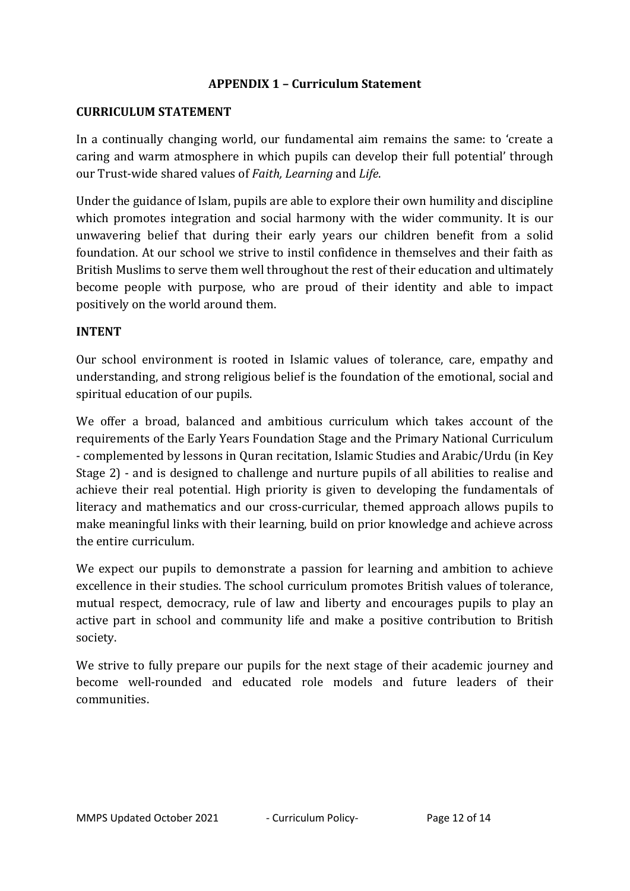## APPENDIX 1 – Curriculum Statement

### CURRICULUM STATEMENT

In a continually changing world, our fundamental aim remains the same: to 'create a caring and warm atmosphere in which pupils can develop their full potential' through our Trust-wide shared values of *Faith, Learning* and *Life*.

Under the guidance of Islam, pupils are able to explore their own humility and discipline which promotes integration and social harmony with the wider community. It is our unwavering belief that during their early years our children benefit from a solid foundation. At our school we strive to instil confidence in themselves and their faith as British Muslims to serve them well throughout the rest of their education and ultimately become people with purpose, who are proud of their identity and able to impact positively on the world around them.

### INTENT

Our school environment is rooted in Islamic values of tolerance, care, empathy and understanding, and strong religious belief is the foundation of the emotional, social and spiritual education of our pupils.

We offer a broad, balanced and ambitious curriculum which takes account of the requirements of the Early Years Foundation Stage and the Primary National Curriculum - complemented by lessons in Quran recitation, Islamic Studies and Arabic/Urdu (in Key Stage 2) - and is designed to challenge and nurture pupils of all abilities to realise and achieve their real potential. High priority is given to developing the fundamentals of literacy and mathematics and our cross-curricular, themed approach allows pupils to make meaningful links with their learning, build on prior knowledge and achieve across the entire curriculum.

We expect our pupils to demonstrate a passion for learning and ambition to achieve excellence in their studies. The school curriculum promotes British values of tolerance, mutual respect, democracy, rule of law and liberty and encourages pupils to play an active part in school and community life and make a positive contribution to British society.

We strive to fully prepare our pupils for the next stage of their academic journey and become well-rounded and educated role models and future leaders of their communities.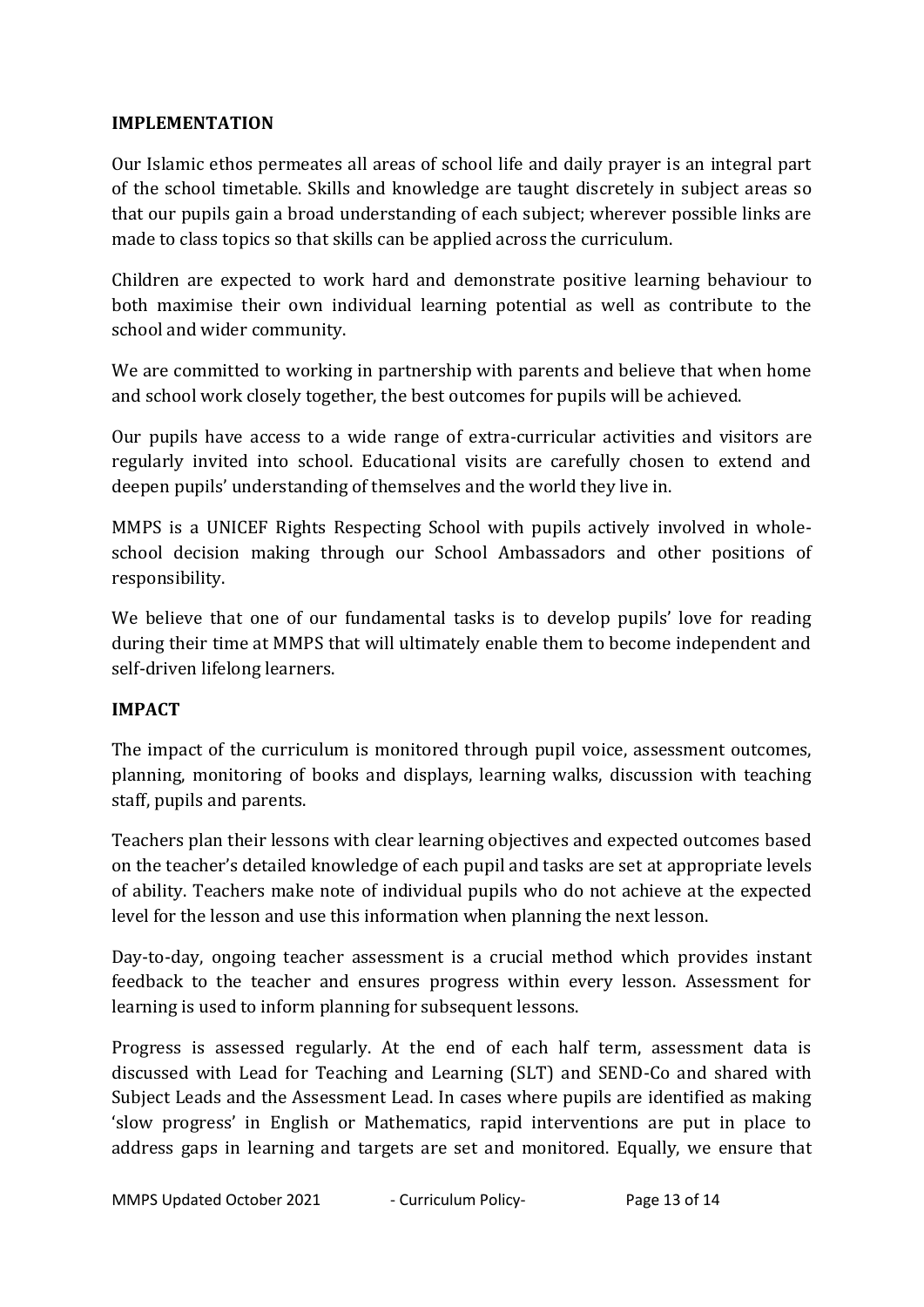## IMPLEMENTATION

Our Islamic ethos permeates all areas of school life and daily prayer is an integral part of the school timetable. Skills and knowledge are taught discretely in subject areas so that our pupils gain a broad understanding of each subject; wherever possible links are made to class topics so that skills can be applied across the curriculum.

Children are expected to work hard and demonstrate positive learning behaviour to both maximise their own individual learning potential as well as contribute to the school and wider community.

We are committed to working in partnership with parents and believe that when home and school work closely together, the best outcomes for pupils will be achieved.

Our pupils have access to a wide range of extra-curricular activities and visitors are regularly invited into school. Educational visits are carefully chosen to extend and deepen pupils' understanding of themselves and the world they live in.

MMPS is a UNICEF Rights Respecting School with pupils actively involved in whole-school decision making through our School Ambassadors and other positions of responsibility.

We believe that one of our fundamental tasks is to develop pupils' love for reading during their time at MMPS that will ultimately enable them to become independent and self-driven lifelong learners.

## IMPACT

The impact of the curriculum is monitored through pupil voice, assessment outcomes, planning, monitoring of books and displays, learning walks, discussion with teaching staff, pupils and parents.

Teachers plan their lessons with clear learning objectives and expected outcomes based on the teacher's detailed knowledge of each pupil and tasks are set at appropriate levels of ability. Teachers make note of individual pupils who do not achieve at the expected level for the lesson and use this information when planning the next lesson.

Day-to-day, ongoing teacher assessment is a crucial method which provides instant feedback to the teacher and ensures progress within every lesson. Assessment for learning is used to inform planning for subsequent lessons.

Progress is assessed regularly. At the end of each half term, assessment data is discussed with Lead for Teaching and Learning (SLT) and SEND-Co and shared with Subject Leads and the Assessment Lead. In cases where pupils are identified as making 'slow progress' in English or Mathematics, rapid interventions are put in place to address gaps in learning and targets are set and monitored. Equally, we ensure that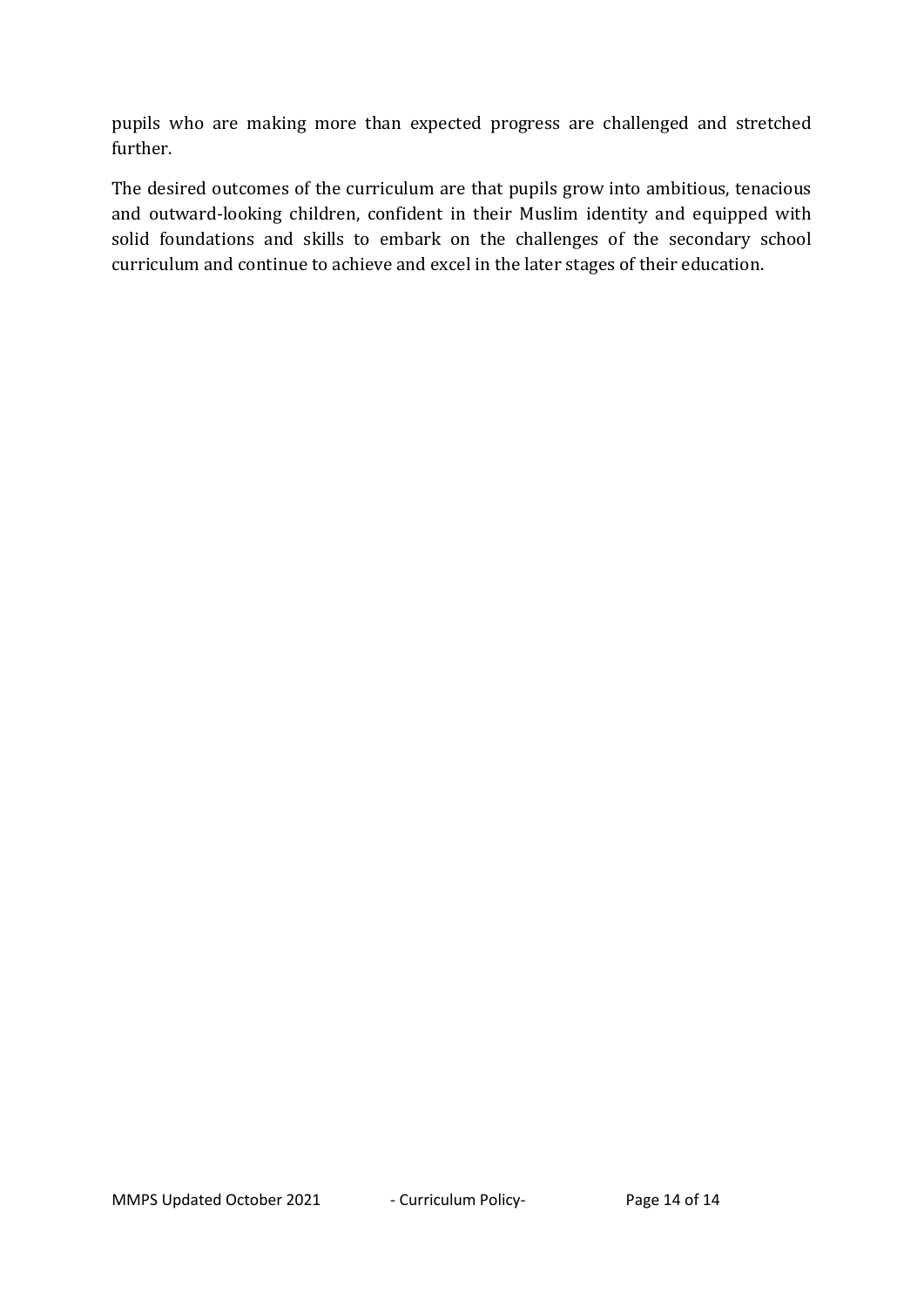pupils who are making more than expected progress are challenged and stretched further.

The desired outcomes of the curriculum are that pupils grow into ambitious, tenacious and outward-looking children, confident in their Muslim identity and equipped with solid foundations and skills to embark on the challenges of the secondary school curriculum and continue to achieve and excel in the later stages of their education.